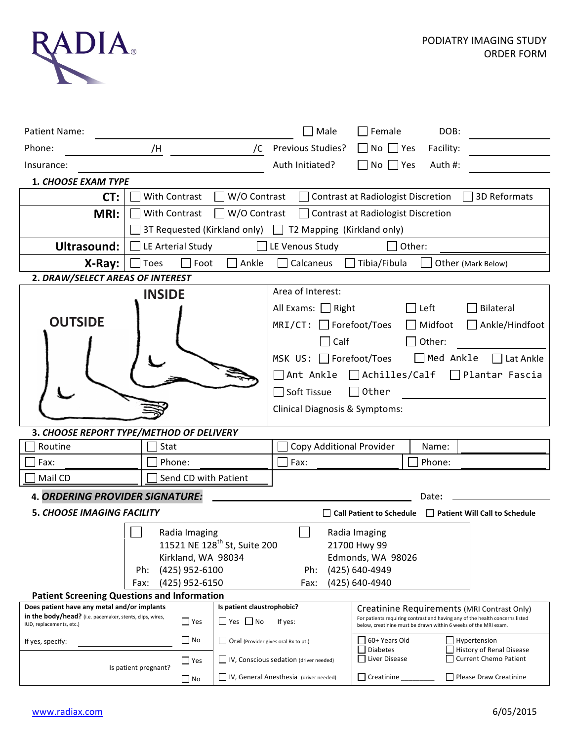RADIA

PODIATRY IMAGING STUDY ORDER FORM

Patient Name: ______________________ ☐ Male ☐ Female DOB: __________

Phone: __________ /H __________ /C Previous Studies? ☐ No ☐ Yes Facility: __________

Insurance: ______________________ Auth Initiated? ☐ No ☐ Yes Auth #: __________

**1. *CHOOSE EXAM TYPE***

| | |
|---|---|
| **CT:** | ☐ With Contrast ☐ W/O Contrast ☐ Contrast at Radiologist Discretion ☐ 3D Reformats |
| **MRI:** | ☐ With Contrast ☐ W/O Contrast ☐ Contrast at Radiologist Discretion<br>☐ 3T Requested (Kirkland only) ☐ T2 Mapping (Kirkland only) |
| **Ultrasound:** | ☐ LE Arterial Study ☐ LE Venous Study ☐ Other: __________ |
| **X-Ray:** | ☐ Toes ☐ Foot ☐ Ankle ☐ Calcaneus ☐ Tibia/Fibula ☐ Other (Mark Below) |

**2. *DRAW/SELECT AREAS OF INTEREST***

**INSIDE**

**OUTSIDE**

Area of Interest:

All Exams: ☐ Right ☐ Left ☐ Bilateral

MRI/CT: ☐ Forefoot/Toes ☐ Midfoot ☐ Ankle/Hindfoot ☐ Calf ☐ Other: __________

MSK US: ☐ Forefoot/Toes ☐ Med Ankle ☐ Lat Ankle ☐ Ant Ankle ☐ Achilles/Calf ☐ Plantar Fascia ☐ Soft Tissue ☐ Other __________

Clinical Diagnosis & Symptoms:

**3. *CHOOSE REPORT TYPE/METHOD OF DELIVERY***

| | | | |
|---|---|---|---|
| ☐ Routine | ☐ Stat | ☐ Copy Additional Provider | Name: __________ |
| ☐ Fax: __________ | ☐ Phone: __________ | ☐ Fax: __________ | ☐ Phone: __________ |
| ☐ Mail CD | ☐ Send CD with Patient | | |

**4. *ORDERING PROVIDER SIGNATURE:*** ______________________ Date: __________

**5. *CHOOSE IMAGING FACILITY*** ☐ **Call Patient to Schedule** ☐ **Patient Will Call to Schedule**

| ☐ Radia Imaging | ☐ Radia Imaging |
|---|---|
| 11521 NE 128th St, Suite 200 | 21700 Hwy 99 |
| Kirkland, WA 98034 | Edmonds, WA 98026 |
| Ph: (425) 952-6100 | Ph: (425) 640-4949 |
| Fax: (425) 952-6150 | Fax: (425) 640-4940 |

**Patient Screening Questions and Information**

| **Does patient have any metal and/or implants in the body/head?** (i.e. pacemaker, stents, clips, wires, IUD, replacements, etc.) ☐ Yes ☐ No<br>If yes, specify: __________ | **Is patient claustrophobic?** ☐ Yes ☐ No If yes:<br>☐ Oral (Provider gives oral Rx to pt.) | **Creatinine Requirements** (MRI Contrast Only)<br>For patients requiring contrast and having any of the health concerns listed below, creatinine must be drawn within 6 weeks of the MRI exam.<br>☐ 60+ Years Old ☐ Hypertension<br>☐ Diabetes ☐ History of Renal Disease<br>☐ Liver Disease ☐ Current Chemo Patient |
|---|---|---|
| Is patient pregnant? ☐ Yes ☐ No | ☐ IV, Conscious sedation (driver needed)<br>☐ IV, General Anesthesia (driver needed) | ☐ Creatinine ________ ☐ Please Draw Creatinine |

www.radiax.com 6/05/2015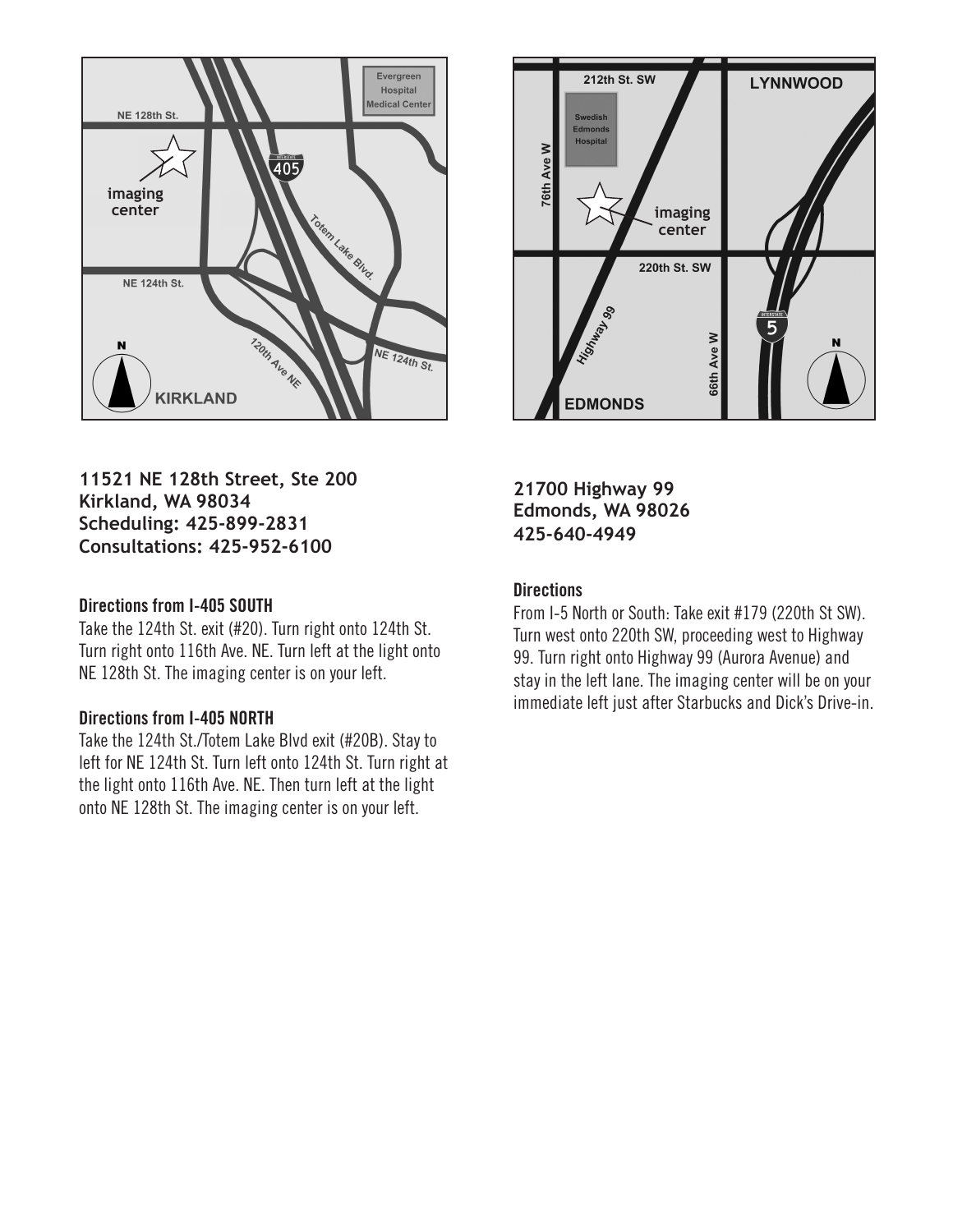NE 128th St.

imaging center

405

Evergreen Hospital Medical Center

Totem Lake Blvd.

NE 124th St.

NE 124th St.

120th Ave NE

N

KIRKLAND

**11521 NE 128th Street, Ste 200**
**Kirkland, WA 98034**
**Scheduling: 425-899-2831**
**Consultations: 425-952-6100**

### Directions from I-405 SOUTH

Take the 124th St. exit (#20). Turn right onto 124th St. Turn right onto 116th Ave. NE. Turn left at the light onto NE 128th St. The imaging center is on your left.

### Directions from I-405 NORTH

Take the 124th St./Totem Lake Blvd exit (#20B). Stay to left for NE 124th St. Turn left onto 124th St. Turn right at the light onto 116th Ave. NE. Then turn left at the light onto NE 128th St. The imaging center is on your left.

212th St. SW

LYNNWOOD

Swedish Edmonds Hospital

76th Ave W

imaging center

220th St. SW

Highway 99

66th Ave W

5

N

EDMONDS

**21700 Highway 99**
**Edmonds, WA 98026**
**425-640-4949**

### Directions

From I-5 North or South: Take exit #179 (220th St SW). Turn west onto 220th SW, proceeding west to Highway 99. Turn right onto Highway 99 (Aurora Avenue) and stay in the left lane. The imaging center will be on your immediate left just after Starbucks and Dick's Drive-in.